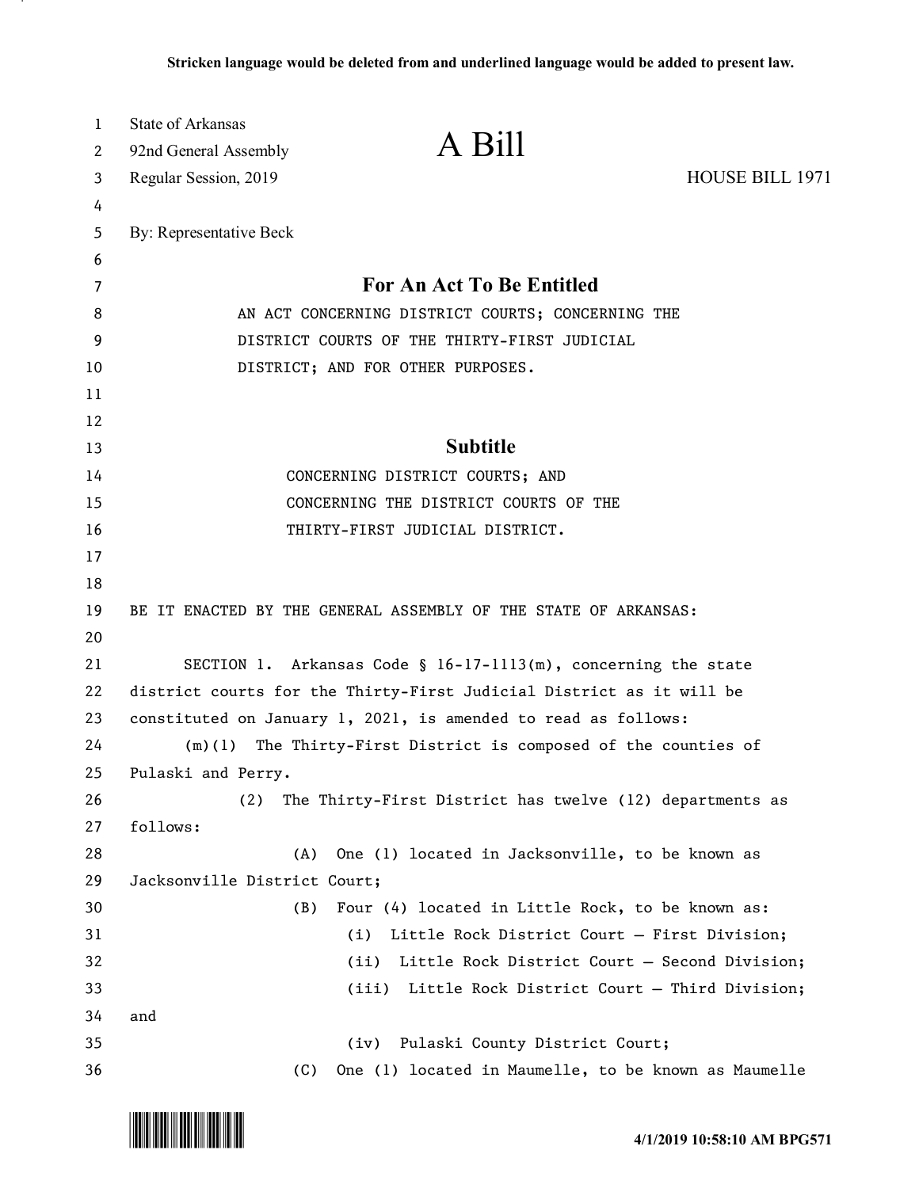Stricken language would be deleted from and underlined language would be added to present law.

State of Arkansas
92nd General Assembly
Regular Session, 2019

# A Bill

HOUSE BILL 1971

By: Representative Beck

## For An Act To Be Entitled

AN ACT CONCERNING DISTRICT COURTS; CONCERNING THE DISTRICT COURTS OF THE THIRTY-FIRST JUDICIAL DISTRICT; AND FOR OTHER PURPOSES.

## Subtitle

CONCERNING DISTRICT COURTS; AND CONCERNING THE DISTRICT COURTS OF THE THIRTY-FIRST JUDICIAL DISTRICT.

BE IT ENACTED BY THE GENERAL ASSEMBLY OF THE STATE OF ARKANSAS:

SECTION 1. Arkansas Code § 16-17-1113(m), concerning the state district courts for the Thirty-First Judicial District as it will be constituted on January 1, 2021, is amended to read as follows:

(m)(1) The Thirty-First District is composed of the counties of Pulaski and Perry.

(2) The Thirty-First District has twelve (12) departments as follows:

(A) One (1) located in Jacksonville, to be known as Jacksonville District Court;

(B) Four (4) located in Little Rock, to be known as:

(i) Little Rock District Court — First Division;

(ii) Little Rock District Court — Second Division;

(iii) Little Rock District Court — Third Division; and

(iv) Pulaski County District Court;

(C) One (1) located in Maumelle, to be known as Maumelle

4/1/2019 10:58:10 AM BPG571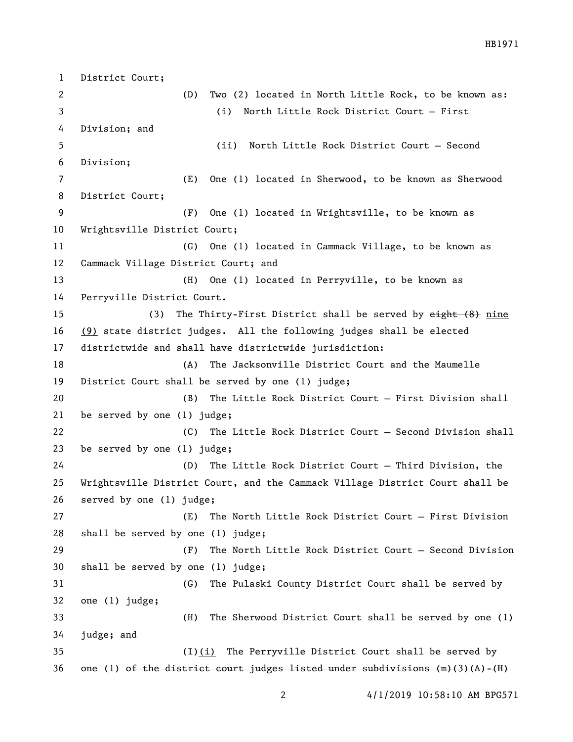District Court;

(D) Two (2) located in North Little Rock, to be known as:

(i) North Little Rock District Court — First Division; and

(ii) North Little Rock District Court — Second Division;

(E) One (1) located in Sherwood, to be known as Sherwood District Court;

(F) One (1) located in Wrightsville, to be known as Wrightsville District Court;

(G) One (1) located in Cammack Village, to be known as Cammack Village District Court; and

(H) One (1) located in Perryville, to be known as Perryville District Court.

(3) The Thirty-First District shall be served by ~~eight (8)~~ nine (9) state district judges. All the following judges shall be elected districtwide and shall have districtwide jurisdiction:

(A) The Jacksonville District Court and the Maumelle District Court shall be served by one (1) judge;

(B) The Little Rock District Court — First Division shall be served by one (1) judge;

(C) The Little Rock District Court — Second Division shall be served by one (1) judge;

(D) The Little Rock District Court — Third Division, the Wrightsville District Court, and the Cammack Village District Court shall be served by one (1) judge;

(E) The North Little Rock District Court — First Division shall be served by one (1) judge;

(F) The North Little Rock District Court — Second Division shall be served by one (1) judge;

(G) The Pulaski County District Court shall be served by one (1) judge;

(H) The Sherwood District Court shall be served by one (1) judge; and

(I)(i) The Perryville District Court shall be served by one (1) ~~of the district court judges listed under subdivisions (m)(3)(A)-(H)~~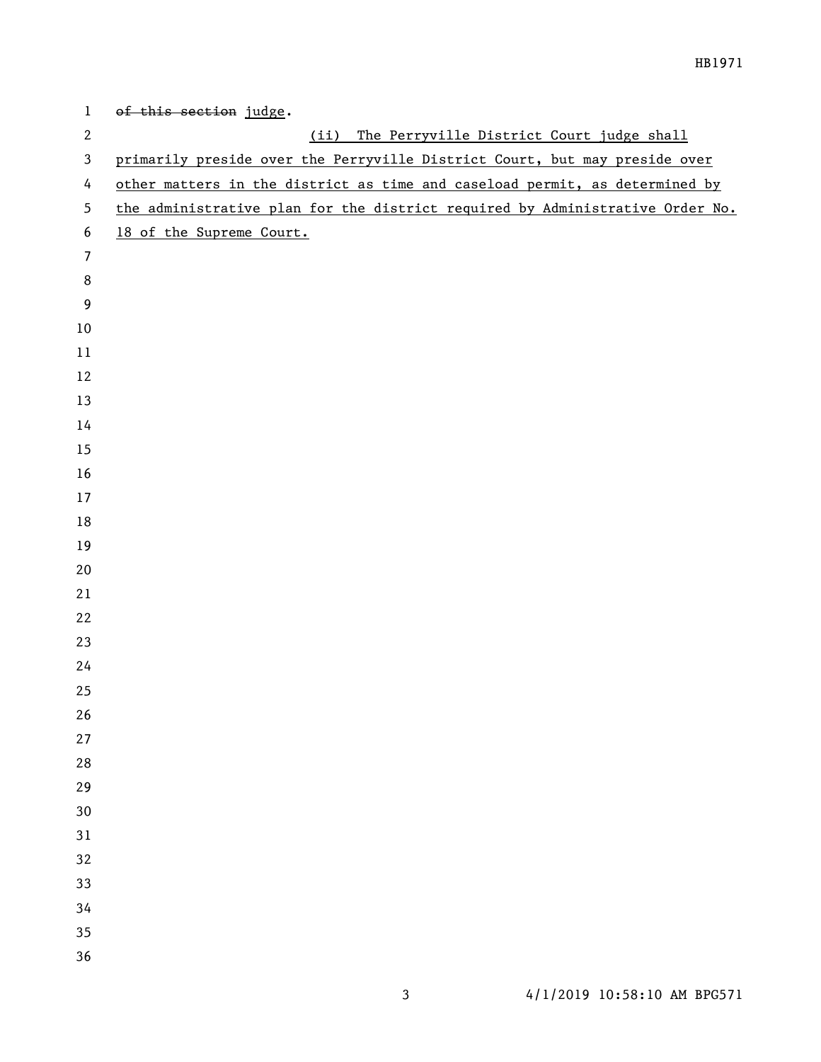~~of this section~~ judge.

(ii) The Perryville District Court judge shall primarily preside over the Perryville District Court, but may preside over other matters in the district as time and caseload permit, as determined by the administrative plan for the district required by Administrative Order No. 18 of the Supreme Court.